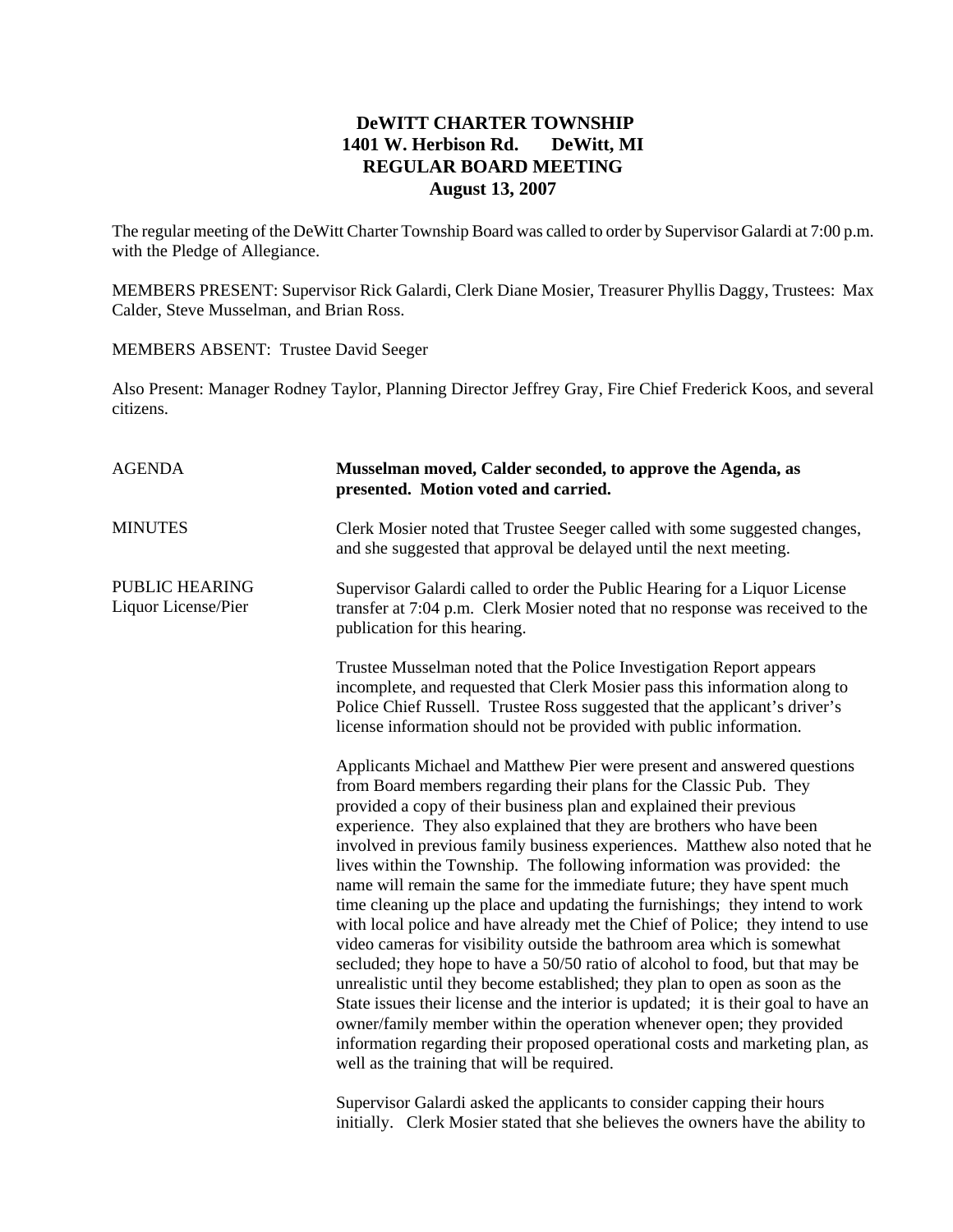# DeWITT CHARTER TOWNSHIP
## 1401 W. Herbison Rd. DeWitt, MI
## REGULAR BOARD MEETING
## August 13, 2007

The regular meeting of the DeWitt Charter Township Board was called to order by Supervisor Galardi at 7:00 p.m. with the Pledge of Allegiance.

MEMBERS PRESENT: Supervisor Rick Galardi, Clerk Diane Mosier, Treasurer Phyllis Daggy, Trustees: Max Calder, Steve Musselman, and Brian Ross.

MEMBERS ABSENT: Trustee David Seeger

Also Present: Manager Rodney Taylor, Planning Director Jeffrey Gray, Fire Chief Frederick Koos, and several citizens.

**AGENDA**

**Musselman moved, Calder seconded, to approve the Agenda, as presented. Motion voted and carried.**

**MINUTES**

Clerk Mosier noted that Trustee Seeger called with some suggested changes, and she suggested that approval be delayed until the next meeting.

**PUBLIC HEARING Liquor License/Pier**

Supervisor Galardi called to order the Public Hearing for a Liquor License transfer at 7:04 p.m. Clerk Mosier noted that no response was received to the publication for this hearing.

Trustee Musselman noted that the Police Investigation Report appears incomplete, and requested that Clerk Mosier pass this information along to Police Chief Russell. Trustee Ross suggested that the applicant's driver's license information should not be provided with public information.

Applicants Michael and Matthew Pier were present and answered questions from Board members regarding their plans for the Classic Pub. They provided a copy of their business plan and explained their previous experience. They also explained that they are brothers who have been involved in previous family business experiences. Matthew also noted that he lives within the Township. The following information was provided: the name will remain the same for the immediate future; they have spent much time cleaning up the place and updating the furnishings; they intend to work with local police and have already met the Chief of Police; they intend to use video cameras for visibility outside the bathroom area which is somewhat secluded; they hope to have a 50/50 ratio of alcohol to food, but that may be unrealistic until they become established; they plan to open as soon as the State issues their license and the interior is updated; it is their goal to have an owner/family member within the operation whenever open; they provided information regarding their proposed operational costs and marketing plan, as well as the training that will be required.

Supervisor Galardi asked the applicants to consider capping their hours initially. Clerk Mosier stated that she believes the owners have the ability to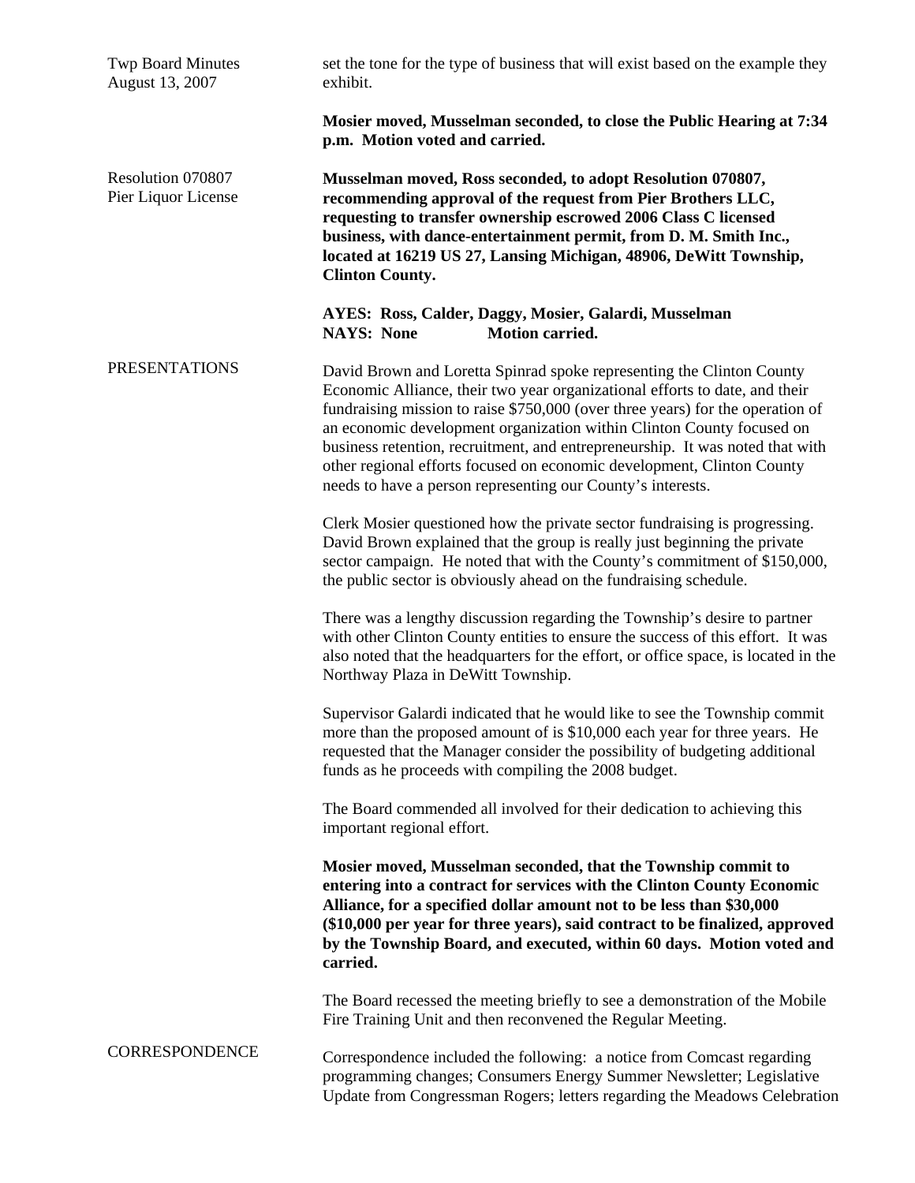set the tone for the type of business that will exist based on the example they exhibit.

**Mosier moved, Musselman seconded, to close the Public Hearing at 7:34 p.m. Motion voted and carried.**

Resolution 070807
Pier Liquor License

**Musselman moved, Ross seconded, to adopt Resolution 070807, recommending approval of the request from Pier Brothers LLC, requesting to transfer ownership escrowed 2006 Class C licensed business, with dance-entertainment permit, from D. M. Smith Inc., located at 16219 US 27, Lansing Michigan, 48906, DeWitt Township, Clinton County.**

**AYES: Ross, Calder, Daggy, Mosier, Galardi, Musselman**
**NAYS: None Motion carried.**

PRESENTATIONS

David Brown and Loretta Spinrad spoke representing the Clinton County Economic Alliance, their two year organizational efforts to date, and their fundraising mission to raise $750,000 (over three years) for the operation of an economic development organization within Clinton County focused on business retention, recruitment, and entrepreneurship. It was noted that with other regional efforts focused on economic development, Clinton County needs to have a person representing our County's interests.

Clerk Mosier questioned how the private sector fundraising is progressing. David Brown explained that the group is really just beginning the private sector campaign. He noted that with the County's commitment of $150,000, the public sector is obviously ahead on the fundraising schedule.

There was a lengthy discussion regarding the Township's desire to partner with other Clinton County entities to ensure the success of this effort. It was also noted that the headquarters for the effort, or office space, is located in the Northway Plaza in DeWitt Township.

Supervisor Galardi indicated that he would like to see the Township commit more than the proposed amount of is $10,000 each year for three years. He requested that the Manager consider the possibility of budgeting additional funds as he proceeds with compiling the 2008 budget.

The Board commended all involved for their dedication to achieving this important regional effort.

**Mosier moved, Musselman seconded, that the Township commit to entering into a contract for services with the Clinton County Economic Alliance, for a specified dollar amount not to be less than $30,000 ($10,000 per year for three years), said contract to be finalized, approved by the Township Board, and executed, within 60 days. Motion voted and carried.**

The Board recessed the meeting briefly to see a demonstration of the Mobile Fire Training Unit and then reconvened the Regular Meeting.

CORRESPONDENCE

Correspondence included the following: a notice from Comcast regarding programming changes; Consumers Energy Summer Newsletter; Legislative Update from Congressman Rogers; letters regarding the Meadows Celebration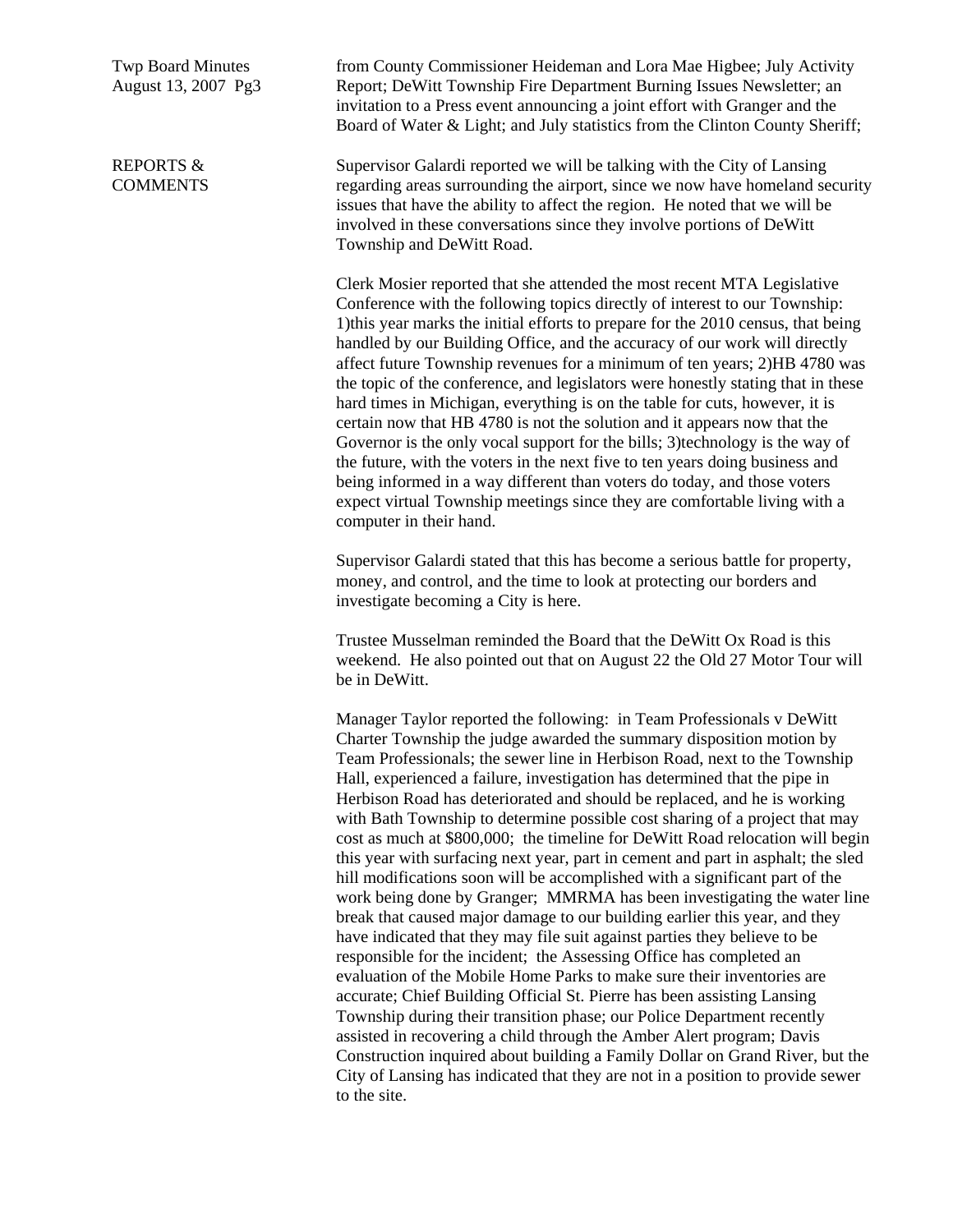from County Commissioner Heideman and Lora Mae Higbee; July Activity Report; DeWitt Township Fire Department Burning Issues Newsletter; an invitation to a Press event announcing a joint effort with Granger and the Board of Water & Light; and July statistics from the Clinton County Sheriff;

**REPORTS & COMMENTS**

Supervisor Galardi reported we will be talking with the City of Lansing regarding areas surrounding the airport, since we now have homeland security issues that have the ability to affect the region. He noted that we will be involved in these conversations since they involve portions of DeWitt Township and DeWitt Road.

Clerk Mosier reported that she attended the most recent MTA Legislative Conference with the following topics directly of interest to our Township: 1)this year marks the initial efforts to prepare for the 2010 census, that being handled by our Building Office, and the accuracy of our work will directly affect future Township revenues for a minimum of ten years; 2)HB 4780 was the topic of the conference, and legislators were honestly stating that in these hard times in Michigan, everything is on the table for cuts, however, it is certain now that HB 4780 is not the solution and it appears now that the Governor is the only vocal support for the bills; 3)technology is the way of the future, with the voters in the next five to ten years doing business and being informed in a way different than voters do today, and those voters expect virtual Township meetings since they are comfortable living with a computer in their hand.

Supervisor Galardi stated that this has become a serious battle for property, money, and control, and the time to look at protecting our borders and investigate becoming a City is here.

Trustee Musselman reminded the Board that the DeWitt Ox Road is this weekend. He also pointed out that on August 22 the Old 27 Motor Tour will be in DeWitt.

Manager Taylor reported the following: in Team Professionals v DeWitt Charter Township the judge awarded the summary disposition motion by Team Professionals; the sewer line in Herbison Road, next to the Township Hall, experienced a failure, investigation has determined that the pipe in Herbison Road has deteriorated and should be replaced, and he is working with Bath Township to determine possible cost sharing of a project that may cost as much at $800,000; the timeline for DeWitt Road relocation will begin this year with surfacing next year, part in cement and part in asphalt; the sled hill modifications soon will be accomplished with a significant part of the work being done by Granger; MMRMA has been investigating the water line break that caused major damage to our building earlier this year, and they have indicated that they may file suit against parties they believe to be responsible for the incident; the Assessing Office has completed an evaluation of the Mobile Home Parks to make sure their inventories are accurate; Chief Building Official St. Pierre has been assisting Lansing Township during their transition phase; our Police Department recently assisted in recovering a child through the Amber Alert program; Davis Construction inquired about building a Family Dollar on Grand River, but the City of Lansing has indicated that they are not in a position to provide sewer to the site.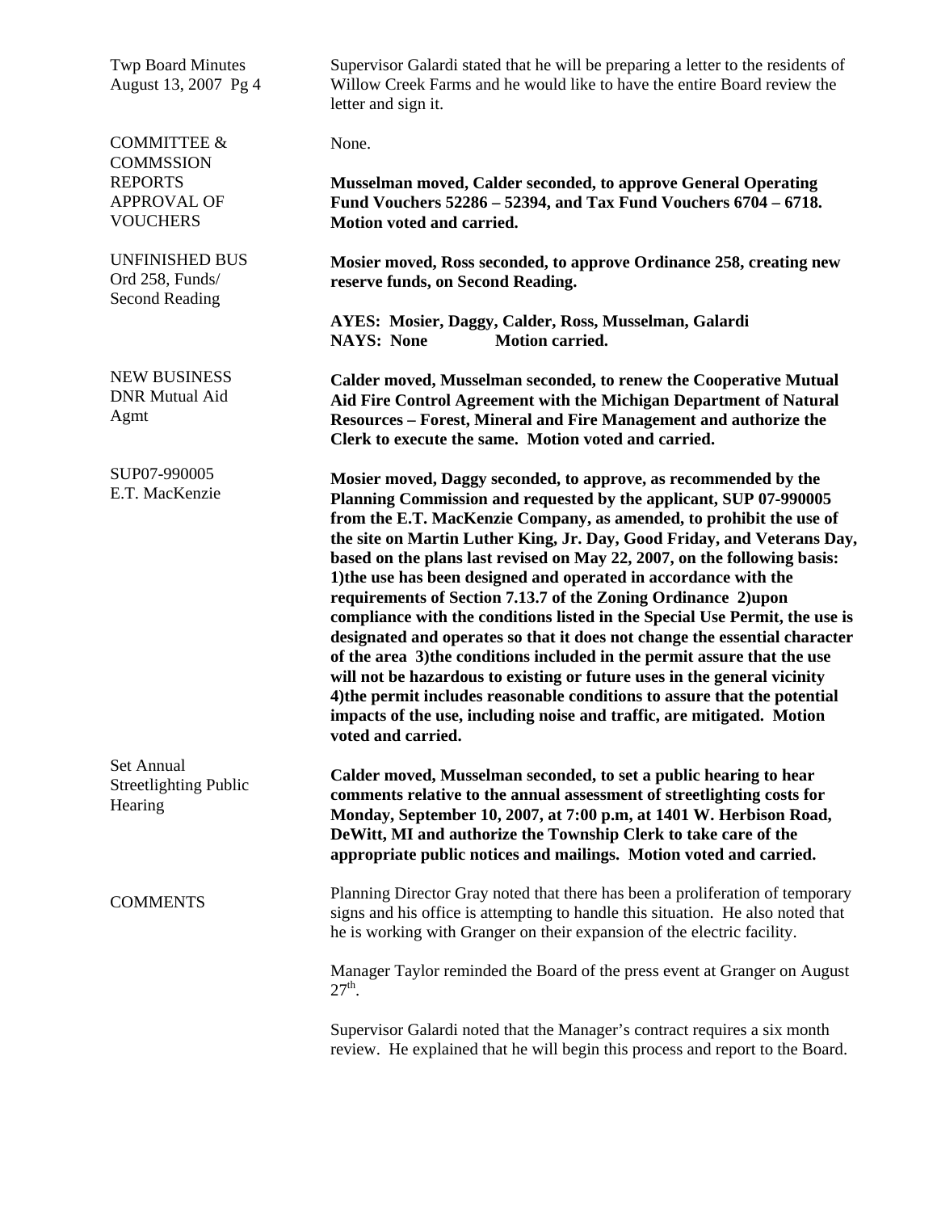Supervisor Galardi stated that he will be preparing a letter to the residents of Willow Creek Farms and he would like to have the entire Board review the letter and sign it.

**COMMITTEE & COMMSSION REPORTS**

None.

**APPROVAL OF VOUCHERS**

**Musselman moved, Calder seconded, to approve General Operating Fund Vouchers 52286 – 52394, and Tax Fund Vouchers 6704 – 6718. Motion voted and carried.**

**UNFINISHED BUS**
**Ord 258, Funds/ Second Reading**

**Mosier moved, Ross seconded, to approve Ordinance 258, creating new reserve funds, on Second Reading.**

**AYES: Mosier, Daggy, Calder, Ross, Musselman, Galardi**
**NAYS: None Motion carried.**

**NEW BUSINESS**
**DNR Mutual Aid Agmt**

**Calder moved, Musselman seconded, to renew the Cooperative Mutual Aid Fire Control Agreement with the Michigan Department of Natural Resources – Forest, Mineral and Fire Management and authorize the Clerk to execute the same. Motion voted and carried.**

**SUP07-990005 E.T. MacKenzie**

**Mosier moved, Daggy seconded, to approve, as recommended by the Planning Commission and requested by the applicant, SUP 07-990005 from the E.T. MacKenzie Company, as amended, to prohibit the use of the site on Martin Luther King, Jr. Day, Good Friday, and Veterans Day, based on the plans last revised on May 22, 2007, on the following basis: 1)the use has been designed and operated in accordance with the requirements of Section 7.13.7 of the Zoning Ordinance 2)upon compliance with the conditions listed in the Special Use Permit, the use is designated and operates so that it does not change the essential character of the area 3)the conditions included in the permit assure that the use will not be hazardous to existing or future uses in the general vicinity 4)the permit includes reasonable conditions to assure that the potential impacts of the use, including noise and traffic, are mitigated. Motion voted and carried.**

**Set Annual Streetlighting Public Hearing**

**Calder moved, Musselman seconded, to set a public hearing to hear comments relative to the annual assessment of streetlighting costs for Monday, September 10, 2007, at 7:00 p.m, at 1401 W. Herbison Road, DeWitt, MI and authorize the Township Clerk to take care of the appropriate public notices and mailings. Motion voted and carried.**

**COMMENTS**

Planning Director Gray noted that there has been a proliferation of temporary signs and his office is attempting to handle this situation. He also noted that he is working with Granger on their expansion of the electric facility.

Manager Taylor reminded the Board of the press event at Granger on August 27th.

Supervisor Galardi noted that the Manager's contract requires a six month review. He explained that he will begin this process and report to the Board.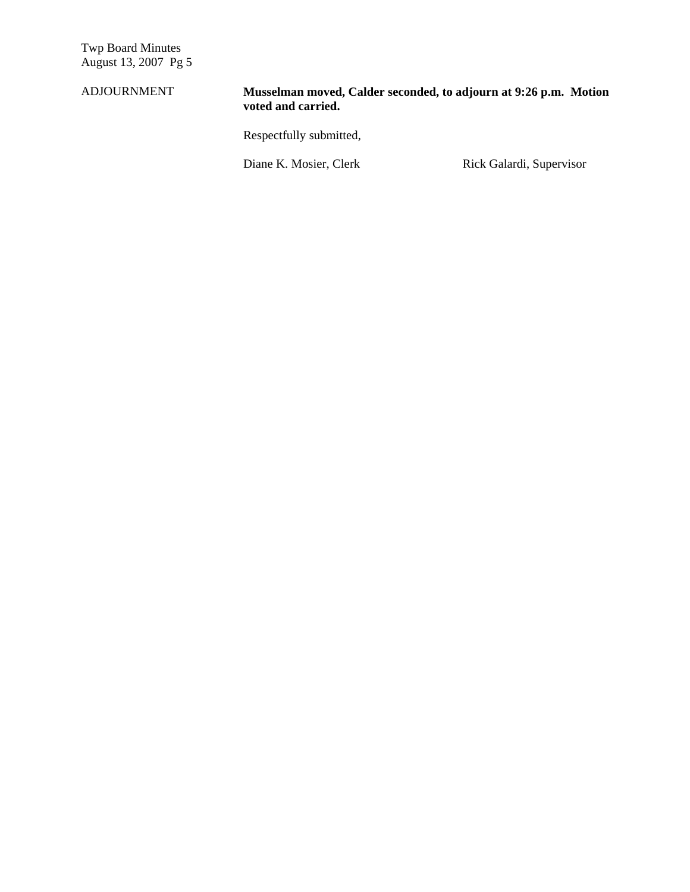ADJOURNMENT

**Musselman moved, Calder seconded, to adjourn at 9:26 p.m. Motion voted and carried.**

Respectfully submitted,

Diane K. Mosier, Clerk

Rick Galardi, Supervisor